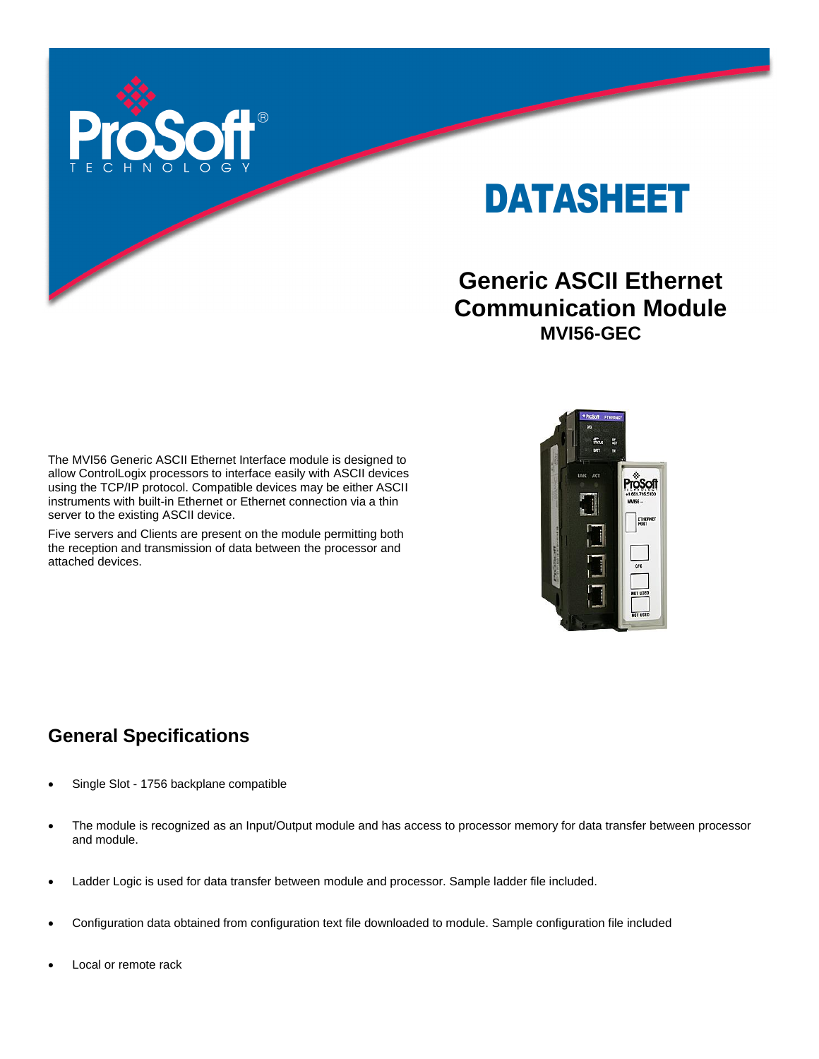# DATASHEET

## Generic ASCII Ethernet Communication Module

### MVI56-GEC

The MVI56 Generic ASCII Ethernet Interface module is designed to allow ControlLogix processors to interface easily with ASCII devices using the TCP/IP protocol. Compatible devices may be either ASCII instruments with built-in Ethernet or Ethernet connection via a thin server to the existing ASCII device.

Five servers and Clients are present on the module permitting both the reception and transmission of data between the processor and attached devices.

## General Specifications

- Single Slot - 1756 backplane compatible
- The module is recognized as an Input/Output module and has access to processor memory for data transfer between processor and module.
- Ladder Logic is used for data transfer between module and processor. Sample ladder file included.
- Configuration data obtained from configuration text file downloaded to module. Sample configuration file included
- Local or remote rack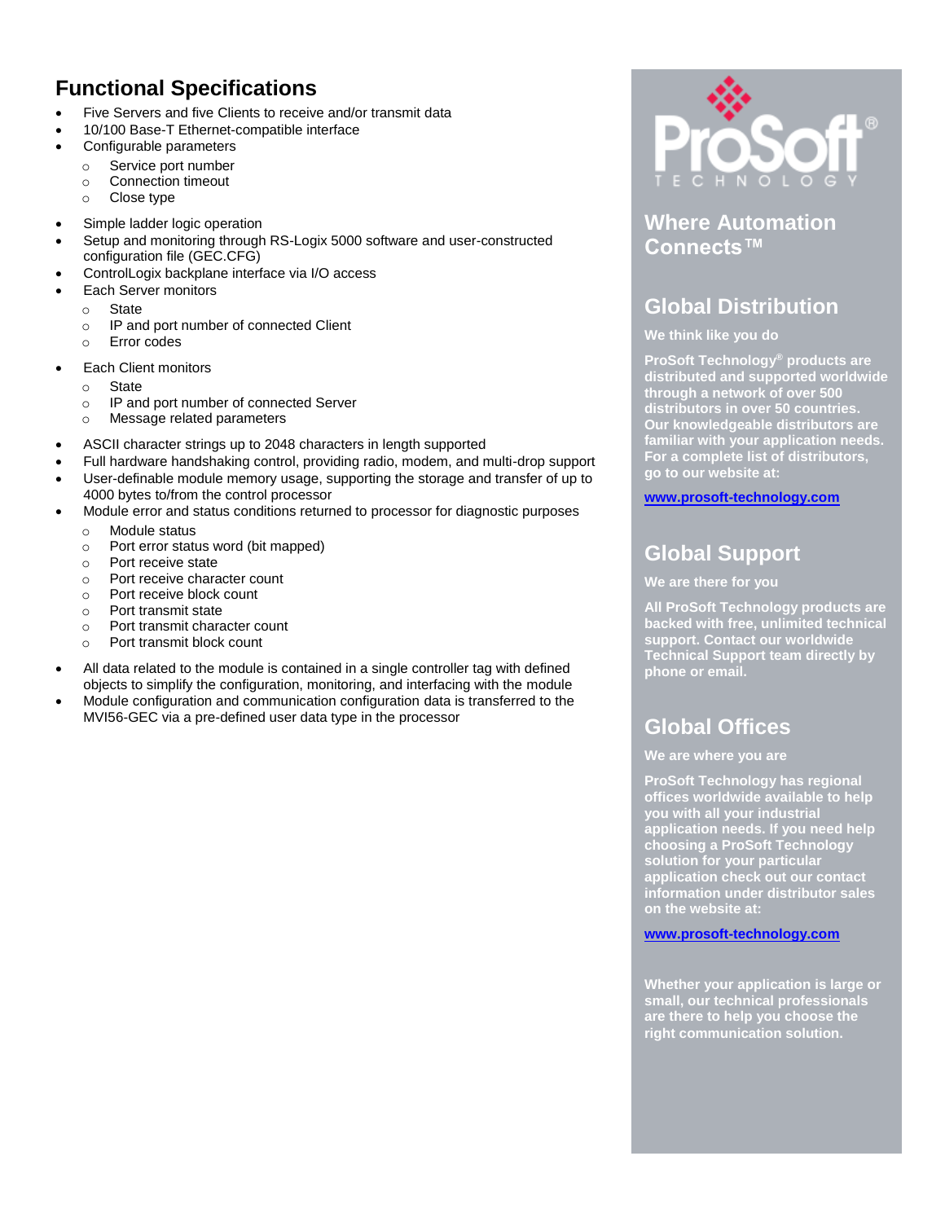## Functional Specifications

- Five Servers and five Clients to receive and/or transmit data
- 10/100 Base-T Ethernet-compatible interface
- Configurable parameters
  - Service port number
  - Connection timeout
  - Close type
- Simple ladder logic operation
- Setup and monitoring through RS-Logix 5000 software and user-constructed configuration file (GEC.CFG)
- ControlLogix backplane interface via I/O access
- Each Server monitors
  - State
  - IP and port number of connected Client
  - Error codes
- Each Client monitors
  - State
  - IP and port number of connected Server
  - Message related parameters
- ASCII character strings up to 2048 characters in length supported
- Full hardware handshaking control, providing radio, modem, and multi-drop support
- User-definable module memory usage, supporting the storage and transfer of up to 4000 bytes to/from the control processor
- Module error and status conditions returned to processor for diagnostic purposes
  - Module status
  - Port error status word (bit mapped)
  - Port receive state
  - Port receive character count
  - Port receive block count
  - Port transmit state
  - Port transmit character count
  - Port transmit block count
- All data related to the module is contained in a single controller tag with defined objects to simplify the configuration, monitoring, and interfacing with the module
- Module configuration and communication configuration data is transferred to the MVI56-GEC via a pre-defined user data type in the processor

ProSoft® TECHNOLOGY

## Where Automation Connects™

## Global Distribution

**We think like you do**

**ProSoft Technology® products are distributed and supported worldwide through a network of over 500 distributors in over 50 countries. Our knowledgeable distributors are familiar with your application needs. For a complete list of distributors, go to our website at:**

**www.prosoft-technology.com**

## Global Support

**We are there for you**

**All ProSoft Technology products are backed with free, unlimited technical support. Contact our worldwide Technical Support team directly by phone or email.**

## Global Offices

**We are where you are**

**ProSoft Technology has regional offices worldwide available to help you with all your industrial application needs. If you need help choosing a ProSoft Technology solution for your particular application check out our contact information under distributor sales on the website at:**

**www.prosoft-technology.com**

**Whether your application is large or small, our technical professionals are there to help you choose the right communication solution.**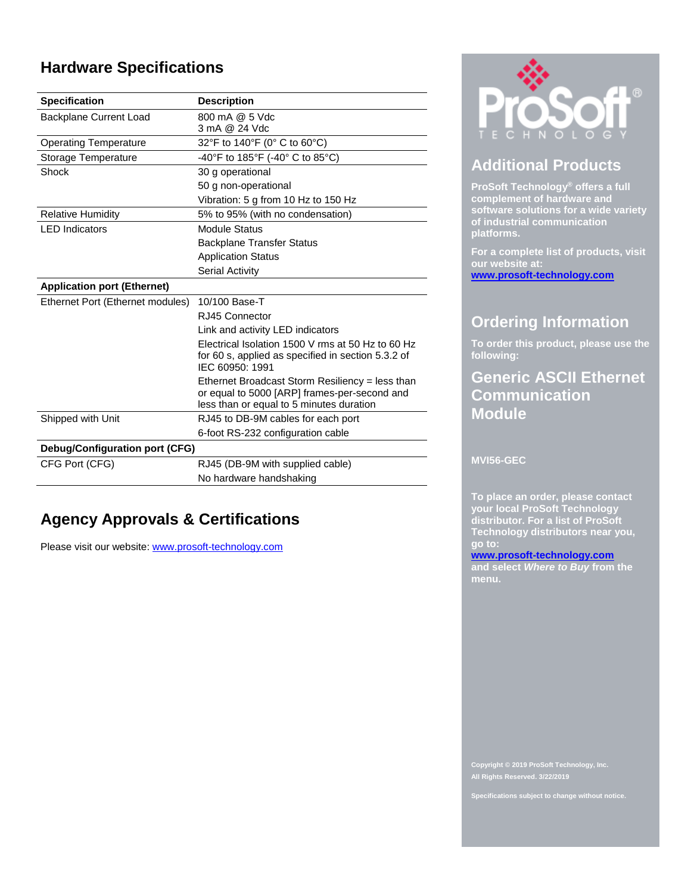## Hardware Specifications

| Specification | Description |
|---|---|
| Backplane Current Load | 800 mA @ 5 Vdc<br>3 mA @ 24 Vdc |
| Operating Temperature | 32°F to 140°F (0° C to 60°C) |
| Storage Temperature | -40°F to 185°F (-40° C to 85°C) |
| Shock | 30 g operational<br>50 g non-operational<br>Vibration: 5 g from 10 Hz to 150 Hz |
| Relative Humidity | 5% to 95% (with no condensation) |
| LED Indicators | Module Status<br>Backplane Transfer Status<br>Application Status<br>Serial Activity |
| **Application port (Ethernet)** | |
| Ethernet Port (Ethernet modules) | 10/100 Base-T<br>RJ45 Connector<br>Link and activity LED indicators<br>Electrical Isolation 1500 V rms at 50 Hz to 60 Hz for 60 s, applied as specified in section 5.3.2 of IEC 60950: 1991<br>Ethernet Broadcast Storm Resiliency = less than or equal to 5000 [ARP] frames-per-second and less than or equal to 5 minutes duration |
| Shipped with Unit | RJ45 to DB-9M cables for each port<br>6-foot RS-232 configuration cable |
| **Debug/Configuration port (CFG)** | |
| CFG Port (CFG) | RJ45 (DB-9M with supplied cable)<br>No hardware handshaking |

## Agency Approvals & Certifications

Please visit our website: www.prosoft-technology.com

ProSoft® TECHNOLOGY

## Additional Products

**ProSoft Technology® offers a full complement of hardware and software solutions for a wide variety of industrial communication platforms.**

**For a complete list of products, visit our website at:**
**www.prosoft-technology.com**

## Ordering Information

**To order this product, please use the following:**

## Generic ASCII Ethernet Communication Module

**MVI56-GEC**

**To place an order, please contact your local ProSoft Technology distributor. For a list of ProSoft Technology distributors near you, go to:**
**www.prosoft-technology.com**
**and select *Where to Buy* from the menu.**

Copyright © 2019 ProSoft Technology, Inc.
All Rights Reserved. 3/22/2019

Specifications subject to change without notice.